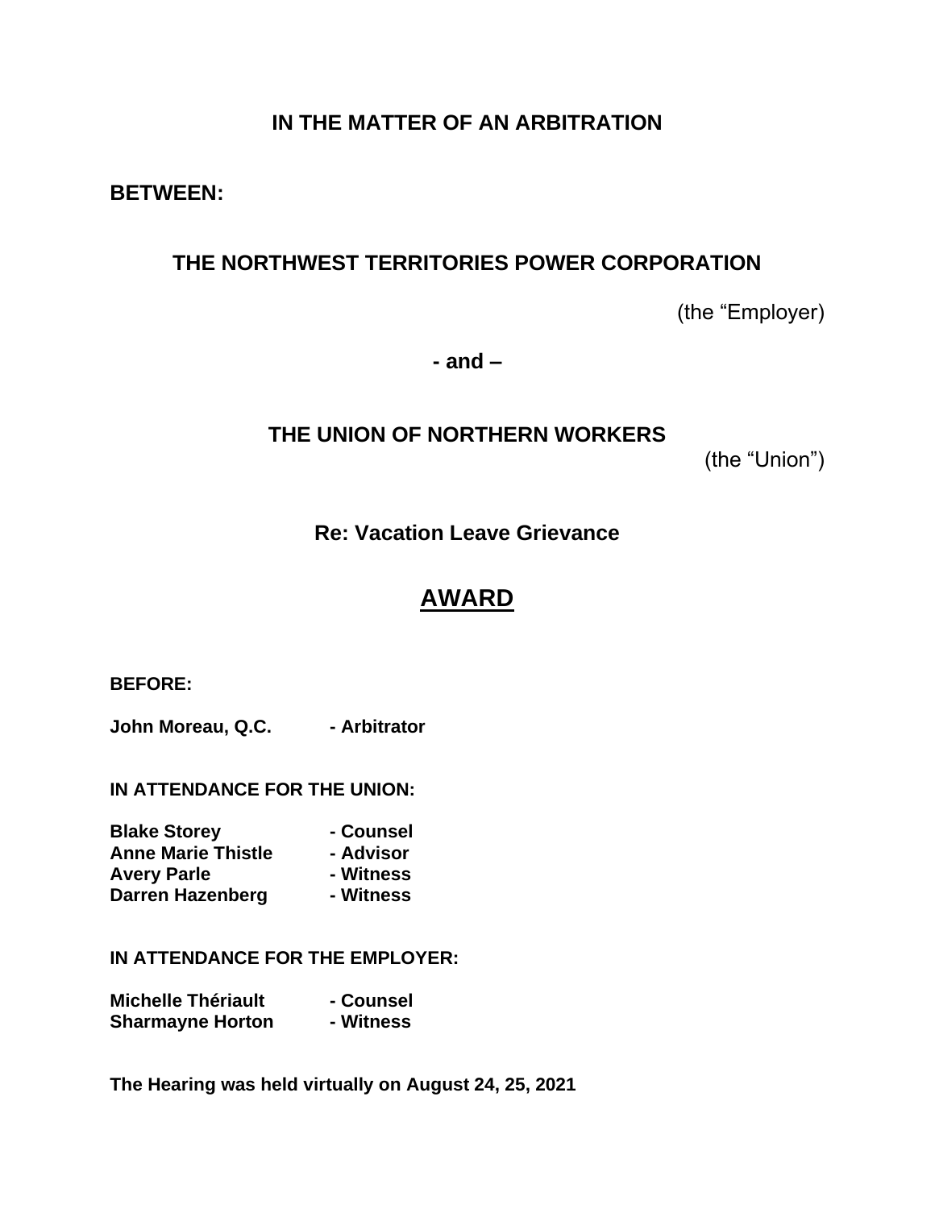**IN THE MATTER OF AN ARBITRATION**

**BETWEEN:**

**THE NORTHWEST TERRITORIES POWER CORPORATION**

(the "Employer)

**- and –**

**THE UNION OF NORTHERN WORKERS**

(the "Union")

**Re: Vacation Leave Grievance**

# AWARD

**BEFORE:**

**John Moreau, Q.C. - Arbitrator**

**IN ATTENDANCE FOR THE UNION:**

**Blake Storey - Counsel**
**Anne Marie Thistle - Advisor**
**Avery Parle - Witness**
**Darren Hazenberg - Witness**

**IN ATTENDANCE FOR THE EMPLOYER:**

**Michelle Thériault - Counsel**
**Sharmayne Horton - Witness**

**The Hearing was held virtually on August 24, 25, 2021**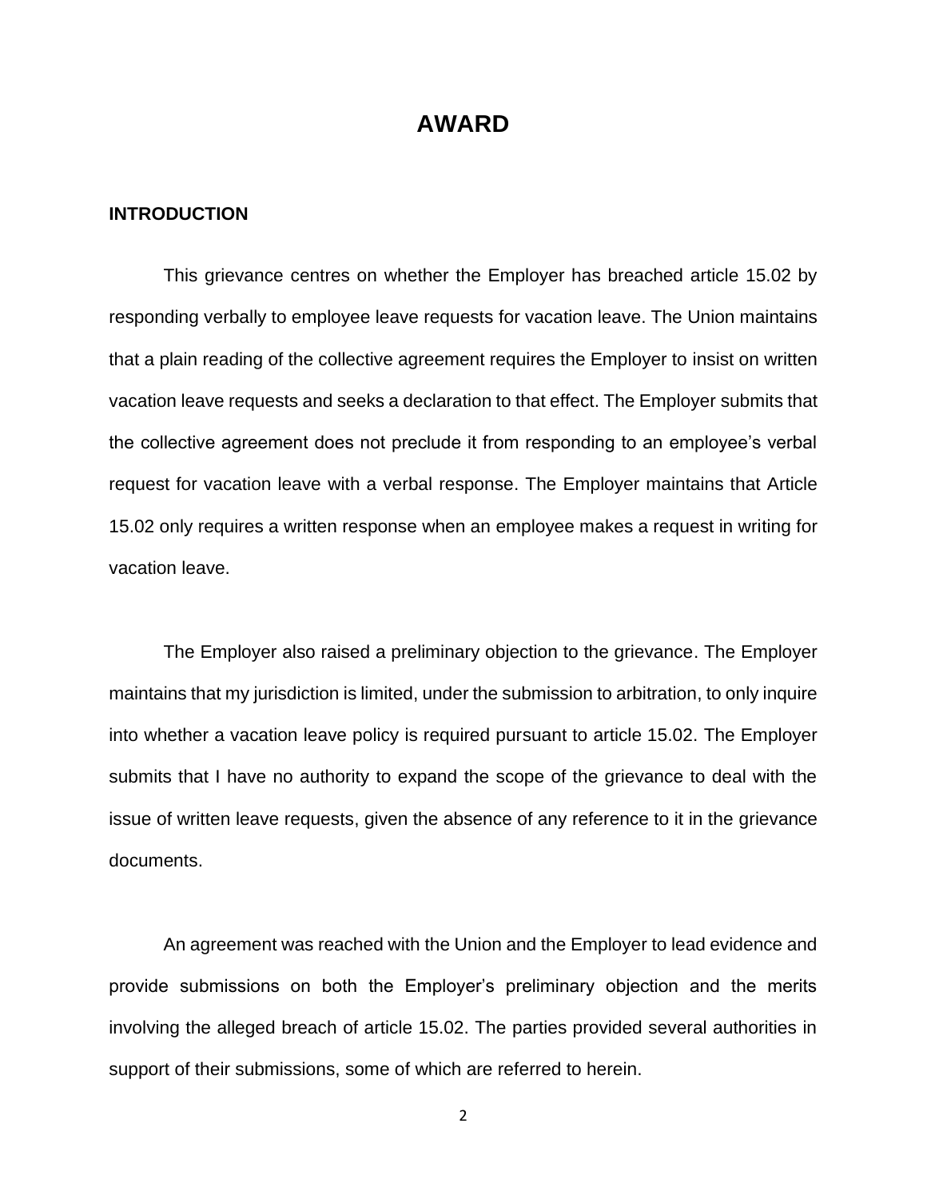# AWARD

## INTRODUCTION

This grievance centres on whether the Employer has breached article 15.02 by responding verbally to employee leave requests for vacation leave. The Union maintains that a plain reading of the collective agreement requires the Employer to insist on written vacation leave requests and seeks a declaration to that effect. The Employer submits that the collective agreement does not preclude it from responding to an employee's verbal request for vacation leave with a verbal response. The Employer maintains that Article 15.02 only requires a written response when an employee makes a request in writing for vacation leave.

The Employer also raised a preliminary objection to the grievance. The Employer maintains that my jurisdiction is limited, under the submission to arbitration, to only inquire into whether a vacation leave policy is required pursuant to article 15.02. The Employer submits that I have no authority to expand the scope of the grievance to deal with the issue of written leave requests, given the absence of any reference to it in the grievance documents.

An agreement was reached with the Union and the Employer to lead evidence and provide submissions on both the Employer's preliminary objection and the merits involving the alleged breach of article 15.02. The parties provided several authorities in support of their submissions, some of which are referred to herein.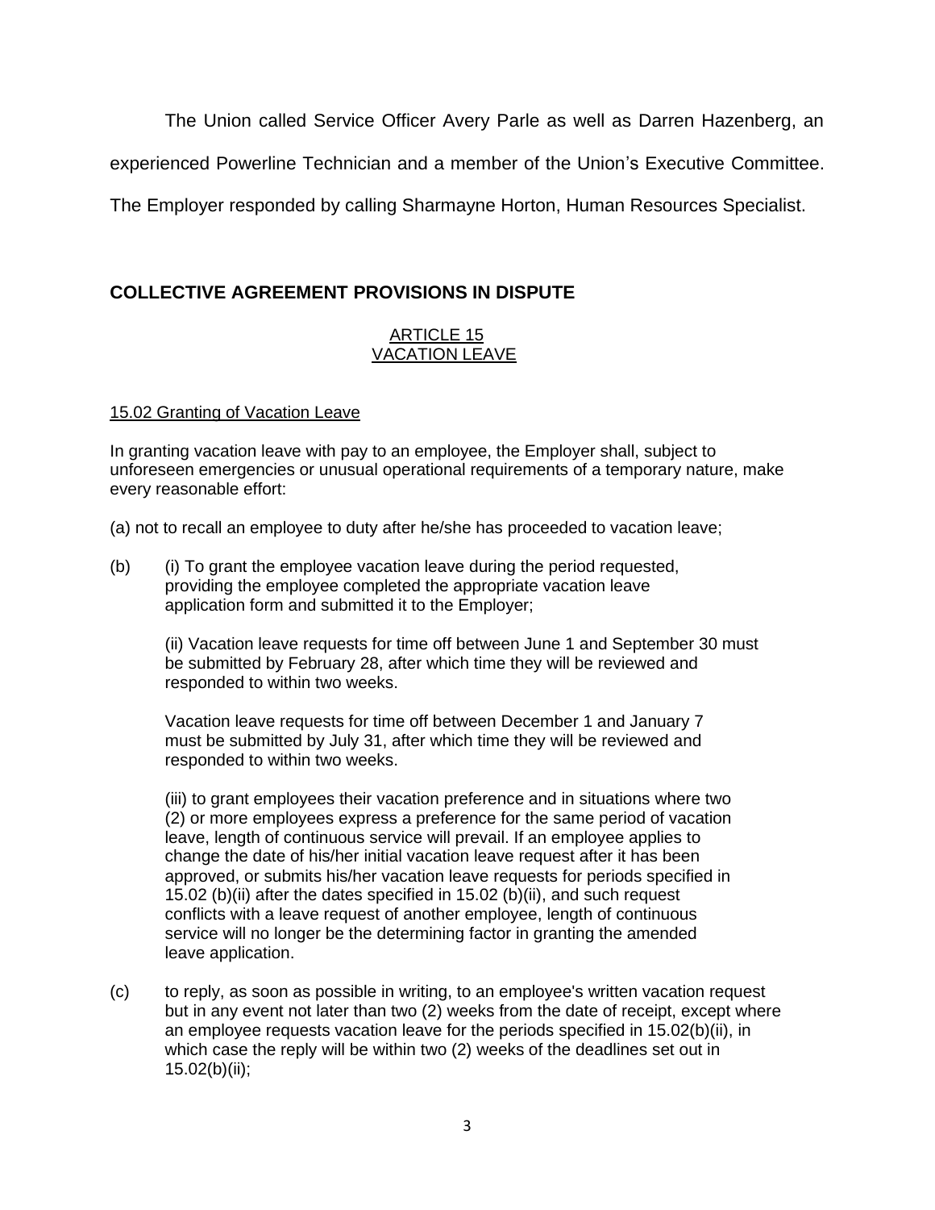The Union called Service Officer Avery Parle as well as Darren Hazenberg, an experienced Powerline Technician and a member of the Union's Executive Committee. The Employer responded by calling Sharmayne Horton, Human Resources Specialist.

## COLLECTIVE AGREEMENT PROVISIONS IN DISPUTE

### ARTICLE 15
### VACATION LEAVE

15.02 Granting of Vacation Leave

In granting vacation leave with pay to an employee, the Employer shall, subject to unforeseen emergencies or unusual operational requirements of a temporary nature, make every reasonable effort:

(a) not to recall an employee to duty after he/she has proceeded to vacation leave;

(b) (i) To grant the employee vacation leave during the period requested, providing the employee completed the appropriate vacation leave application form and submitted it to the Employer;

(ii) Vacation leave requests for time off between June 1 and September 30 must be submitted by February 28, after which time they will be reviewed and responded to within two weeks.

Vacation leave requests for time off between December 1 and January 7 must be submitted by July 31, after which time they will be reviewed and responded to within two weeks.

(iii) to grant employees their vacation preference and in situations where two (2) or more employees express a preference for the same period of vacation leave, length of continuous service will prevail. If an employee applies to change the date of his/her initial vacation leave request after it has been approved, or submits his/her vacation leave requests for periods specified in 15.02 (b)(ii) after the dates specified in 15.02 (b)(ii), and such request conflicts with a leave request of another employee, length of continuous service will no longer be the determining factor in granting the amended leave application.

(c) to reply, as soon as possible in writing, to an employee's written vacation request but in any event not later than two (2) weeks from the date of receipt, except where an employee requests vacation leave for the periods specified in 15.02(b)(ii), in which case the reply will be within two (2) weeks of the deadlines set out in 15.02(b)(ii);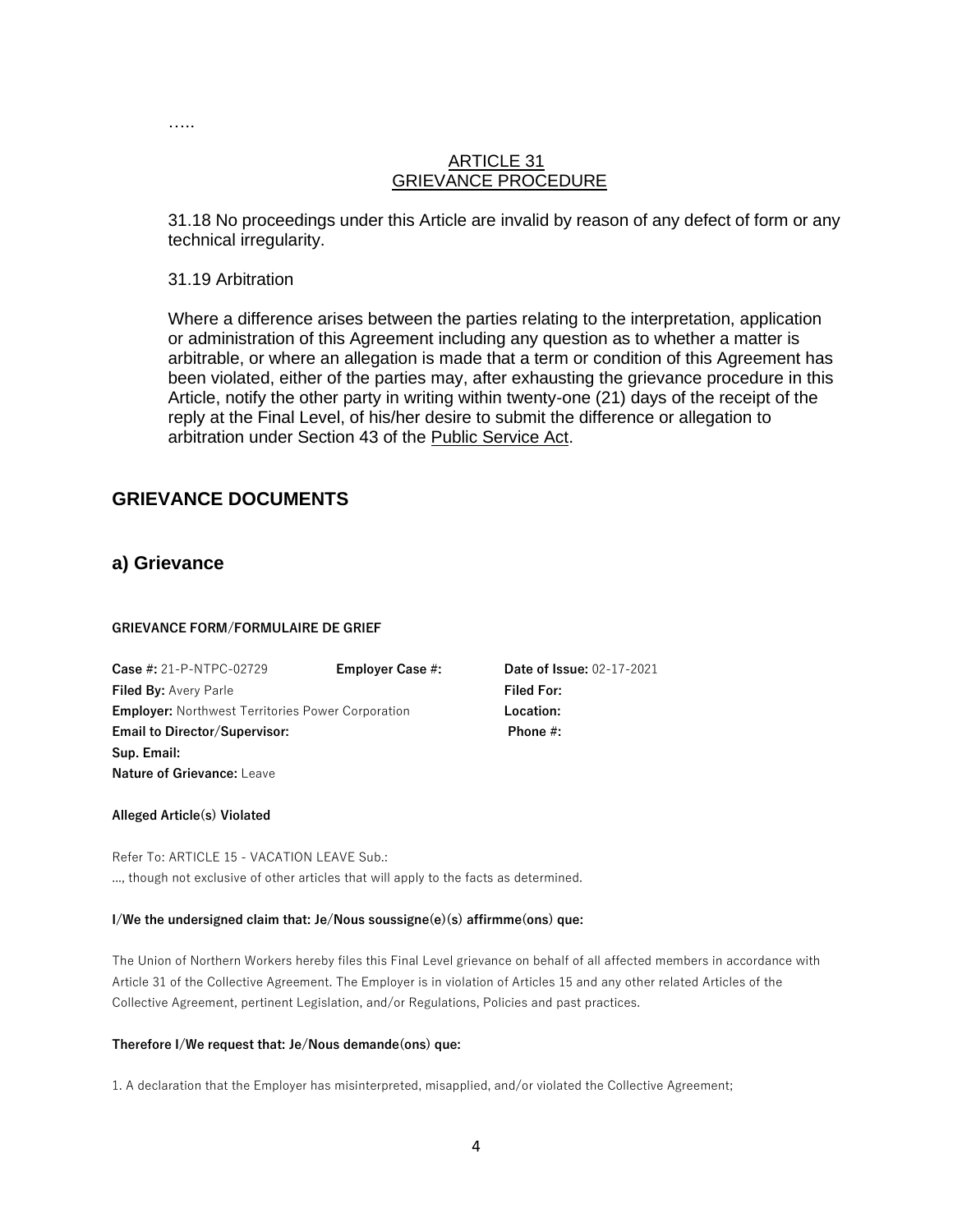.....

ARTICLE 31
GRIEVANCE PROCEDURE

31.18 No proceedings under this Article are invalid by reason of any defect of form or any technical irregularity.

31.19 Arbitration

Where a difference arises between the parties relating to the interpretation, application or administration of this Agreement including any question as to whether a matter is arbitrable, or where an allegation is made that a term or condition of this Agreement has been violated, either of the parties may, after exhausting the grievance procedure in this Article, notify the other party in writing within twenty-one (21) days of the receipt of the reply at the Final Level, of his/her desire to submit the difference or allegation to arbitration under Section 43 of the Public Service Act.

## GRIEVANCE DOCUMENTS

### a) Grievance

**GRIEVANCE FORM/FORMULAIRE DE GRIEF**

**Case #:** 21-P-NTPC-02729 **Employer Case #:** **Date of Issue:** 02-17-2021
**Filed By:** Avery Parle **Filed For:**
**Employer:** Northwest Territories Power Corporation **Location:**
**Email to Director/Supervisor:** **Phone #:**
**Sup. Email:**
**Nature of Grievance:** Leave

**Alleged Article(s) Violated**

Refer To: ARTICLE 15 - VACATION LEAVE Sub.:
..., though not exclusive of other articles that will apply to the facts as determined.

**I/We the undersigned claim that: Je/Nous soussigne(e)(s) affirmme(ons) que:**

The Union of Northern Workers hereby files this Final Level grievance on behalf of all affected members in accordance with Article 31 of the Collective Agreement. The Employer is in violation of Articles 15 and any other related Articles of the Collective Agreement, pertinent Legislation, and/or Regulations, Policies and past practices.

**Therefore I/We request that: Je/Nous demande(ons) que:**

1. A declaration that the Employer has misinterpreted, misapplied, and/or violated the Collective Agreement;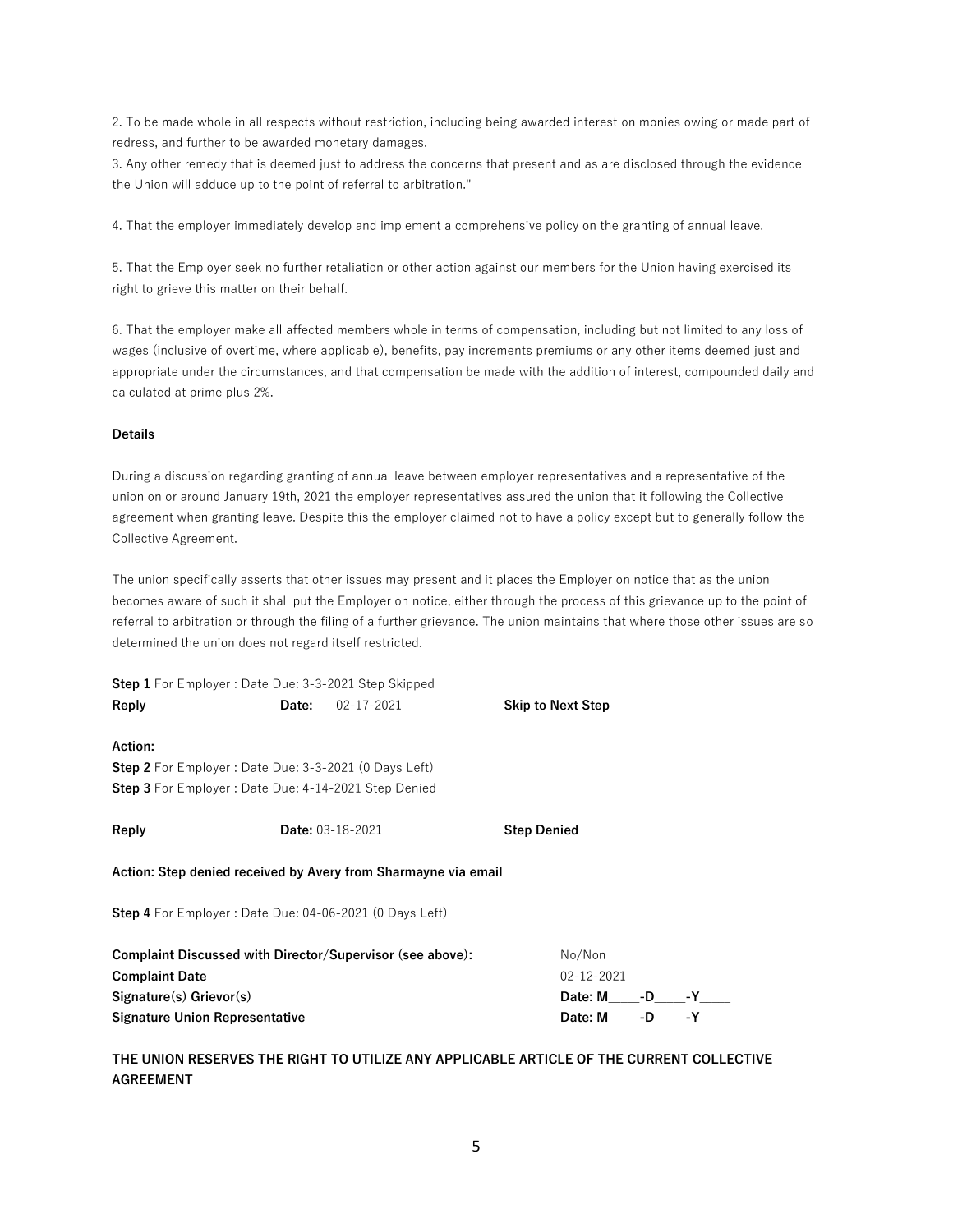2. To be made whole in all respects without restriction, including being awarded interest on monies owing or made part of redress, and further to be awarded monetary damages.
3. Any other remedy that is deemed just to address the concerns that present and as are disclosed through the evidence the Union will adduce up to the point of referral to arbitration."

4. That the employer immediately develop and implement a comprehensive policy on the granting of annual leave.

5. That the Employer seek no further retaliation or other action against our members for the Union having exercised its right to grieve this matter on their behalf.

6. That the employer make all affected members whole in terms of compensation, including but not limited to any loss of wages (inclusive of overtime, where applicable), benefits, pay increments premiums or any other items deemed just and appropriate under the circumstances, and that compensation be made with the addition of interest, compounded daily and calculated at prime plus 2%.

**Details**

During a discussion regarding granting of annual leave between employer representatives and a representative of the union on or around January 19th, 2021 the employer representatives assured the union that it following the Collective agreement when granting leave. Despite this the employer claimed not to have a policy except but to generally follow the Collective Agreement.

The union specifically asserts that other issues may present and it places the Employer on notice that as the union becomes aware of such it shall put the Employer on notice, either through the process of this grievance up to the point of referral to arbitration or through the filing of a further grievance. The union maintains that where those other issues are so determined the union does not regard itself restricted.

**Step 1** For Employer : Date Due: 3-3-2021 Step Skipped

**Reply** **Date:** 02-17-2021 **Skip to Next Step**

**Action:**

**Step 2** For Employer : Date Due: 3-3-2021 (0 Days Left)

**Step 3** For Employer : Date Due: 4-14-2021 Step Denied

**Reply** **Date:** 03-18-2021 **Step Denied**

**Action: Step denied received by Avery from Sharmayne via email**

**Step 4** For Employer : Date Due: 04-06-2021 (0 Days Left)

**Complaint Discussed with Director/Supervisor (see above):** No/Non

**Complaint Date** 02-12-2021

**Signature(s) Grievor(s)** **Date: M\_\_\_\_-D\_\_\_\_-Y\_\_\_\_**

**Signature Union Representative** **Date: M\_\_\_\_-D\_\_\_\_-Y\_\_\_\_**

**THE UNION RESERVES THE RIGHT TO UTILIZE ANY APPLICABLE ARTICLE OF THE CURRENT COLLECTIVE AGREEMENT**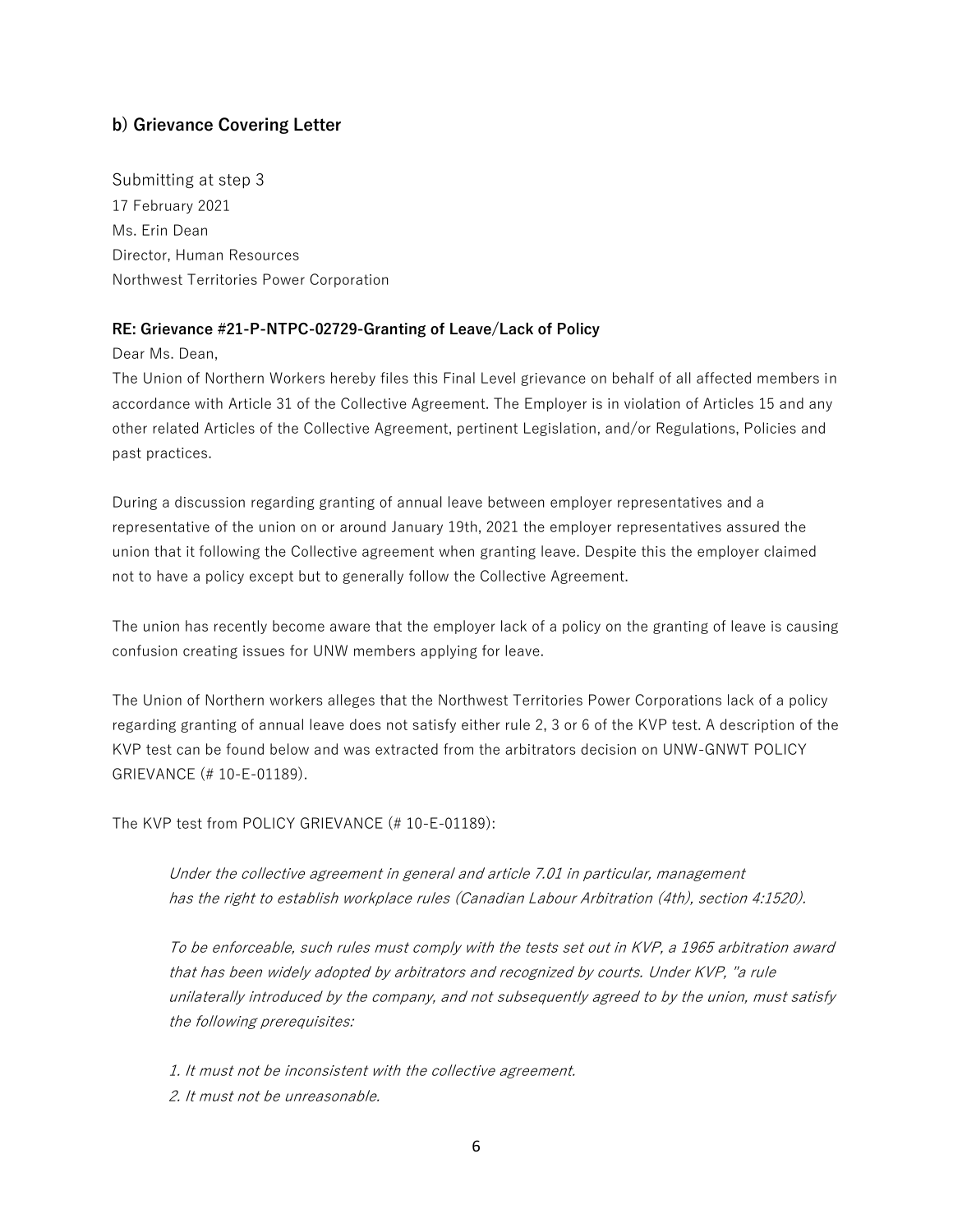## b) Grievance Covering Letter

Submitting at step 3
17 February 2021
Ms. Erin Dean
Director, Human Resources
Northwest Territories Power Corporation

**RE: Grievance #21-P-NTPC-02729-Granting of Leave/Lack of Policy**

Dear Ms. Dean,

The Union of Northern Workers hereby files this Final Level grievance on behalf of all affected members in accordance with Article 31 of the Collective Agreement. The Employer is in violation of Articles 15 and any other related Articles of the Collective Agreement, pertinent Legislation, and/or Regulations, Policies and past practices.

During a discussion regarding granting of annual leave between employer representatives and a representative of the union on or around January 19th, 2021 the employer representatives assured the union that it following the Collective agreement when granting leave. Despite this the employer claimed not to have a policy except but to generally follow the Collective Agreement.

The union has recently become aware that the employer lack of a policy on the granting of leave is causing confusion creating issues for UNW members applying for leave.

The Union of Northern workers alleges that the Northwest Territories Power Corporations lack of a policy regarding granting of annual leave does not satisfy either rule 2, 3 or 6 of the KVP test. A description of the KVP test can be found below and was extracted from the arbitrators decision on UNW-GNWT POLICY GRIEVANCE (# 10-E-01189).

The KVP test from POLICY GRIEVANCE (# 10-E-01189):

> *Under the collective agreement in general and article 7.01 in particular, management has the right to establish workplace rules (Canadian Labour Arbitration (4th), section 4:1520).*
>
> *To be enforceable, such rules must comply with the tests set out in KVP, a 1965 arbitration award that has been widely adopted by arbitrators and recognized by courts. Under KVP, "a rule unilaterally introduced by the company, and not subsequently agreed to by the union, must satisfy the following prerequisites:*
>
> *1. It must not be inconsistent with the collective agreement.*
> *2. It must not be unreasonable.*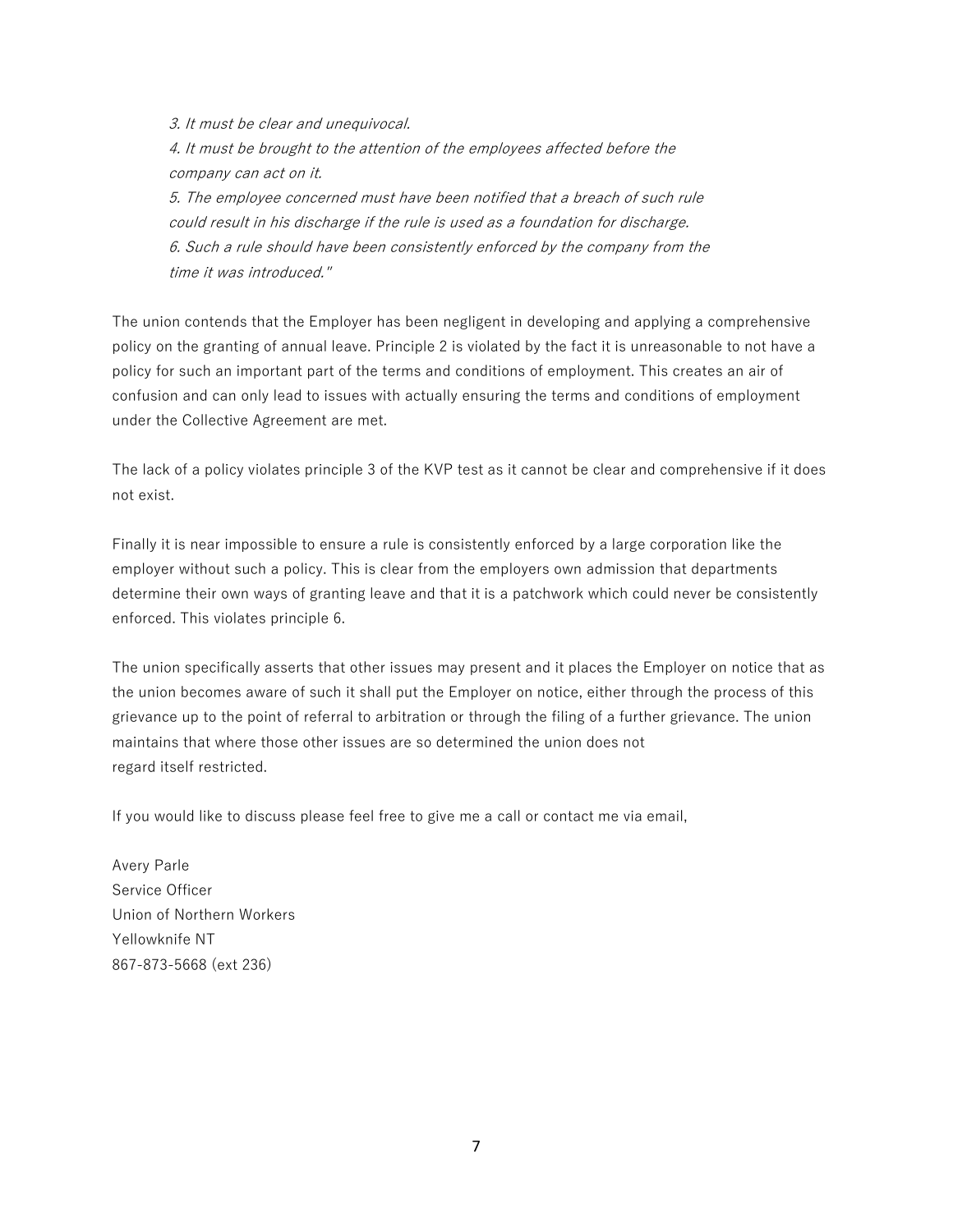*3. It must be clear and unequivocal.*
*4. It must be brought to the attention of the employees affected before the company can act on it.*
*5. The employee concerned must have been notified that a breach of such rule could result in his discharge if the rule is used as a foundation for discharge.*
*6. Such a rule should have been consistently enforced by the company from the time it was introduced."*

The union contends that the Employer has been negligent in developing and applying a comprehensive policy on the granting of annual leave. Principle 2 is violated by the fact it is unreasonable to not have a policy for such an important part of the terms and conditions of employment. This creates an air of confusion and can only lead to issues with actually ensuring the terms and conditions of employment under the Collective Agreement are met.

The lack of a policy violates principle 3 of the KVP test as it cannot be clear and comprehensive if it does not exist.

Finally it is near impossible to ensure a rule is consistently enforced by a large corporation like the employer without such a policy. This is clear from the employers own admission that departments determine their own ways of granting leave and that it is a patchwork which could never be consistently enforced. This violates principle 6.

The union specifically asserts that other issues may present and it places the Employer on notice that as the union becomes aware of such it shall put the Employer on notice, either through the process of this grievance up to the point of referral to arbitration or through the filing of a further grievance. The union maintains that where those other issues are so determined the union does not regard itself restricted.

If you would like to discuss please feel free to give me a call or contact me via email,

Avery Parle
Service Officer
Union of Northern Workers
Yellowknife NT
867-873-5668 (ext 236)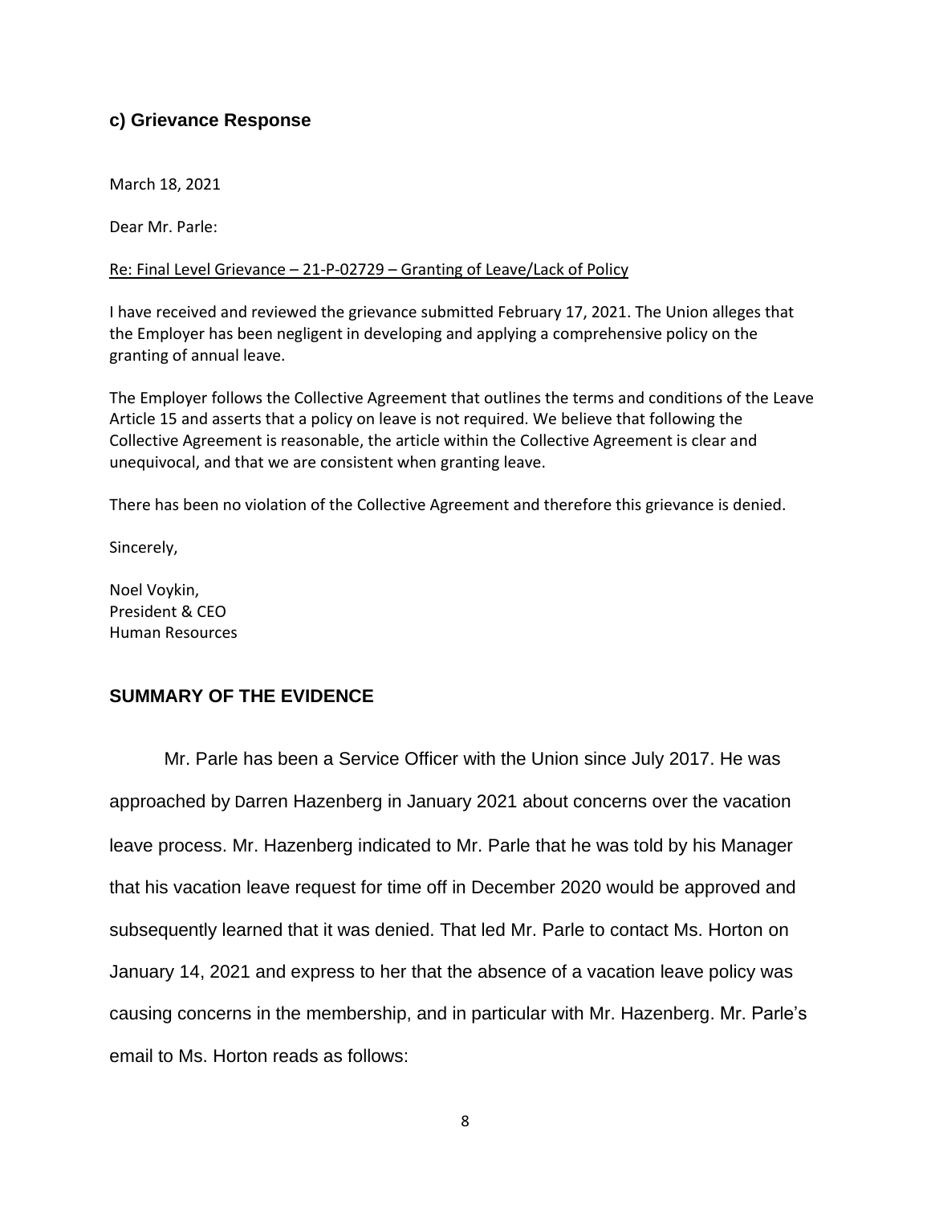### c) Grievance Response

March 18, 2021

Dear Mr. Parle:

Re: Final Level Grievance – 21-P-02729 – Granting of Leave/Lack of Policy

I have received and reviewed the grievance submitted February 17, 2021. The Union alleges that the Employer has been negligent in developing and applying a comprehensive policy on the granting of annual leave.

The Employer follows the Collective Agreement that outlines the terms and conditions of the Leave Article 15 and asserts that a policy on leave is not required. We believe that following the Collective Agreement is reasonable, the article within the Collective Agreement is clear and unequivocal, and that we are consistent when granting leave.

There has been no violation of the Collective Agreement and therefore this grievance is denied.

Sincerely,

Noel Voykin,
President & CEO
Human Resources

## SUMMARY OF THE EVIDENCE

Mr. Parle has been a Service Officer with the Union since July 2017. He was approached by Darren Hazenberg in January 2021 about concerns over the vacation leave process. Mr. Hazenberg indicated to Mr. Parle that he was told by his Manager that his vacation leave request for time off in December 2020 would be approved and subsequently learned that it was denied. That led Mr. Parle to contact Ms. Horton on January 14, 2021 and express to her that the absence of a vacation leave policy was causing concerns in the membership, and in particular with Mr. Hazenberg. Mr. Parle's email to Ms. Horton reads as follows: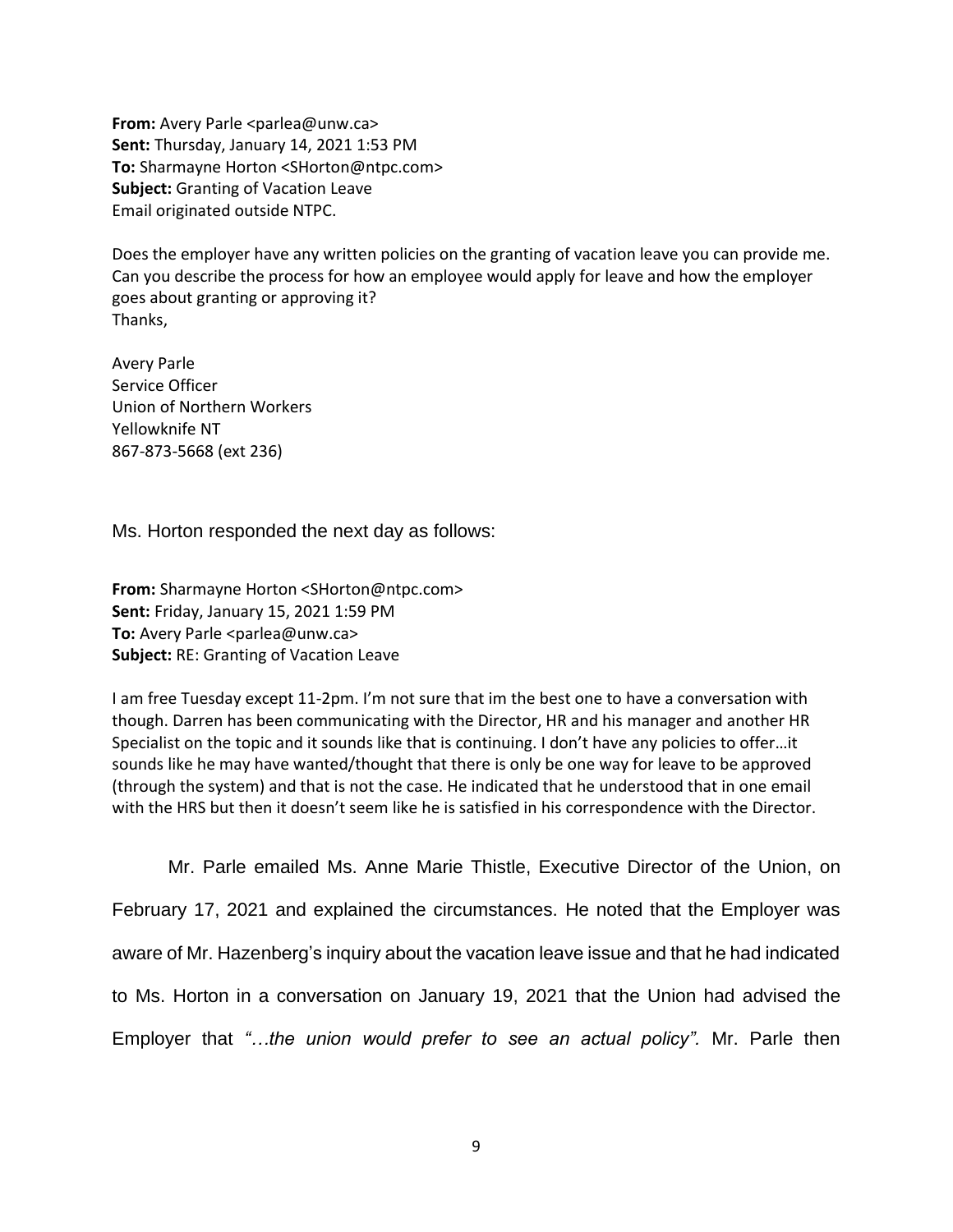**From:** Avery Parle <parlea@unw.ca>
**Sent:** Thursday, January 14, 2021 1:53 PM
**To:** Sharmayne Horton <SHorton@ntpc.com>
**Subject:** Granting of Vacation Leave
Email originated outside NTPC.

Does the employer have any written policies on the granting of vacation leave you can provide me. Can you describe the process for how an employee would apply for leave and how the employer goes about granting or approving it?
Thanks,

Avery Parle
Service Officer
Union of Northern Workers
Yellowknife NT
867-873-5668 (ext 236)

Ms. Horton responded the next day as follows:

**From:** Sharmayne Horton <SHorton@ntpc.com>
**Sent:** Friday, January 15, 2021 1:59 PM
**To:** Avery Parle <parlea@unw.ca>
**Subject:** RE: Granting of Vacation Leave

I am free Tuesday except 11-2pm. I'm not sure that im the best one to have a conversation with though. Darren has been communicating with the Director, HR and his manager and another HR Specialist on the topic and it sounds like that is continuing. I don't have any policies to offer…it sounds like he may have wanted/thought that there is only be one way for leave to be approved (through the system) and that is not the case. He indicated that he understood that in one email with the HRS but then it doesn't seem like he is satisfied in his correspondence with the Director.

Mr. Parle emailed Ms. Anne Marie Thistle, Executive Director of the Union, on February 17, 2021 and explained the circumstances. He noted that the Employer was aware of Mr. Hazenberg's inquiry about the vacation leave issue and that he had indicated to Ms. Horton in a conversation on January 19, 2021 that the Union had advised the Employer that *"…the union would prefer to see an actual policy".* Mr. Parle then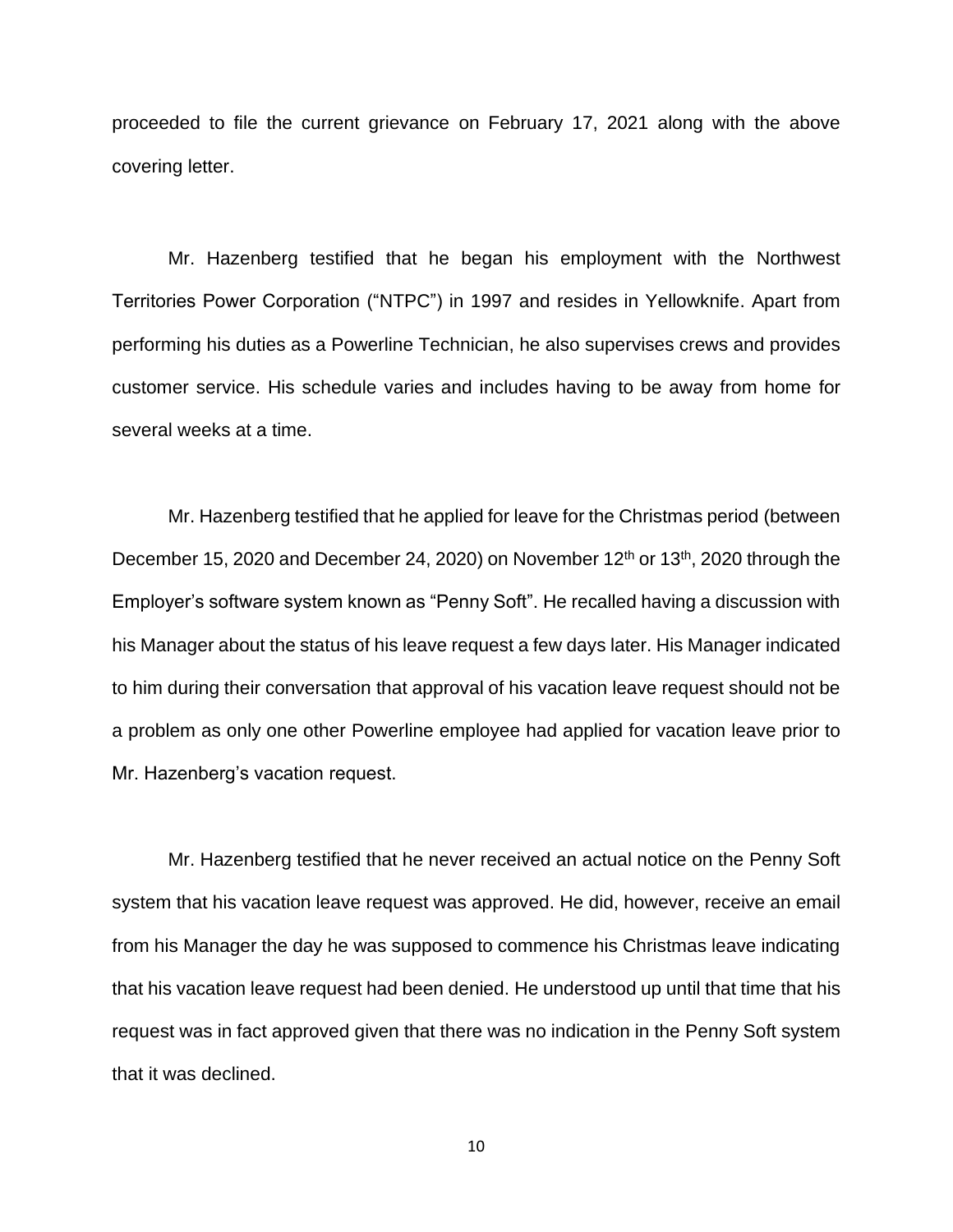proceeded to file the current grievance on February 17, 2021 along with the above covering letter.

Mr. Hazenberg testified that he began his employment with the Northwest Territories Power Corporation ("NTPC") in 1997 and resides in Yellowknife. Apart from performing his duties as a Powerline Technician, he also supervises crews and provides customer service. His schedule varies and includes having to be away from home for several weeks at a time.

Mr. Hazenberg testified that he applied for leave for the Christmas period (between December 15, 2020 and December 24, 2020) on November 12th or 13th, 2020 through the Employer's software system known as "Penny Soft". He recalled having a discussion with his Manager about the status of his leave request a few days later. His Manager indicated to him during their conversation that approval of his vacation leave request should not be a problem as only one other Powerline employee had applied for vacation leave prior to Mr. Hazenberg's vacation request.

Mr. Hazenberg testified that he never received an actual notice on the Penny Soft system that his vacation leave request was approved. He did, however, receive an email from his Manager the day he was supposed to commence his Christmas leave indicating that his vacation leave request had been denied. He understood up until that time that his request was in fact approved given that there was no indication in the Penny Soft system that it was declined.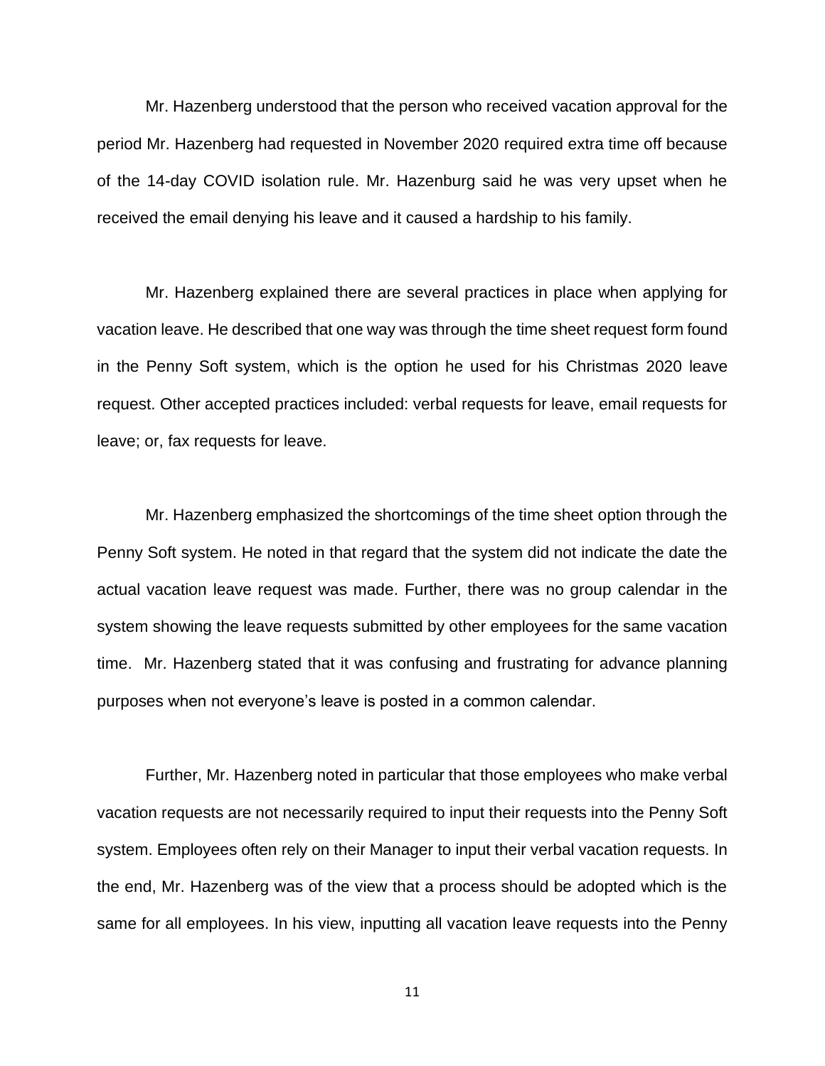Mr. Hazenberg understood that the person who received vacation approval for the period Mr. Hazenberg had requested in November 2020 required extra time off because of the 14-day COVID isolation rule. Mr. Hazenburg said he was very upset when he received the email denying his leave and it caused a hardship to his family.

Mr. Hazenberg explained there are several practices in place when applying for vacation leave. He described that one way was through the time sheet request form found in the Penny Soft system, which is the option he used for his Christmas 2020 leave request. Other accepted practices included: verbal requests for leave, email requests for leave; or, fax requests for leave.

Mr. Hazenberg emphasized the shortcomings of the time sheet option through the Penny Soft system. He noted in that regard that the system did not indicate the date the actual vacation leave request was made. Further, there was no group calendar in the system showing the leave requests submitted by other employees for the same vacation time. Mr. Hazenberg stated that it was confusing and frustrating for advance planning purposes when not everyone's leave is posted in a common calendar.

Further, Mr. Hazenberg noted in particular that those employees who make verbal vacation requests are not necessarily required to input their requests into the Penny Soft system. Employees often rely on their Manager to input their verbal vacation requests. In the end, Mr. Hazenberg was of the view that a process should be adopted which is the same for all employees. In his view, inputting all vacation leave requests into the Penny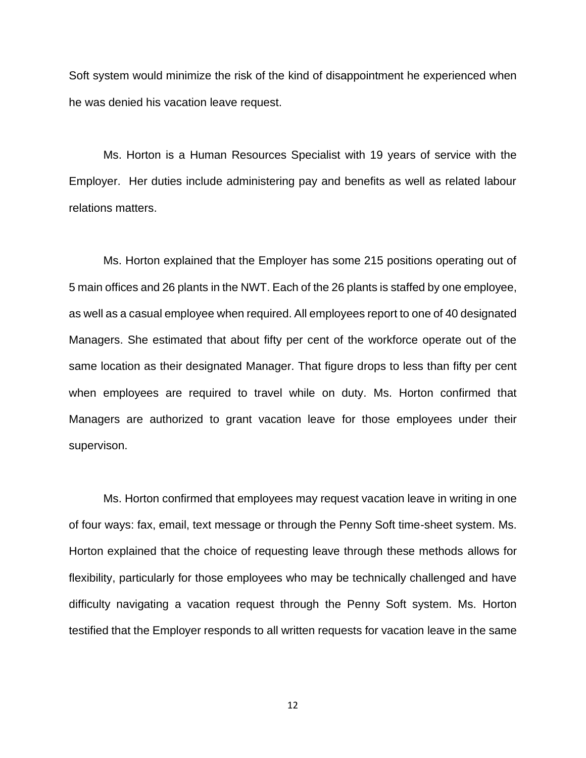Soft system would minimize the risk of the kind of disappointment he experienced when he was denied his vacation leave request.

Ms. Horton is a Human Resources Specialist with 19 years of service with the Employer. Her duties include administering pay and benefits as well as related labour relations matters.

Ms. Horton explained that the Employer has some 215 positions operating out of 5 main offices and 26 plants in the NWT. Each of the 26 plants is staffed by one employee, as well as a casual employee when required. All employees report to one of 40 designated Managers. She estimated that about fifty per cent of the workforce operate out of the same location as their designated Manager. That figure drops to less than fifty per cent when employees are required to travel while on duty. Ms. Horton confirmed that Managers are authorized to grant vacation leave for those employees under their supervison.

Ms. Horton confirmed that employees may request vacation leave in writing in one of four ways: fax, email, text message or through the Penny Soft time-sheet system. Ms. Horton explained that the choice of requesting leave through these methods allows for flexibility, particularly for those employees who may be technically challenged and have difficulty navigating a vacation request through the Penny Soft system. Ms. Horton testified that the Employer responds to all written requests for vacation leave in the same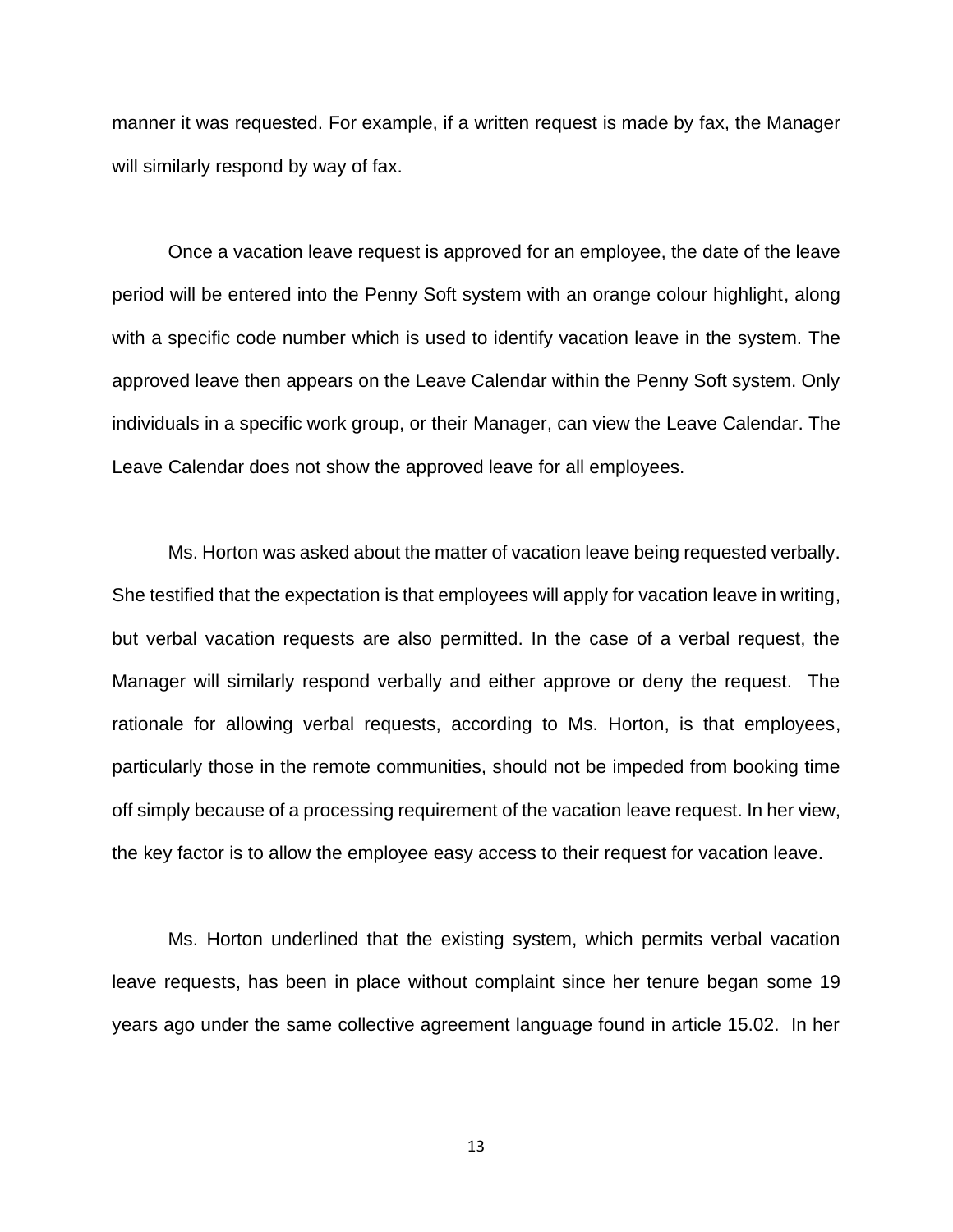manner it was requested. For example, if a written request is made by fax, the Manager will similarly respond by way of fax.

Once a vacation leave request is approved for an employee, the date of the leave period will be entered into the Penny Soft system with an orange colour highlight, along with a specific code number which is used to identify vacation leave in the system. The approved leave then appears on the Leave Calendar within the Penny Soft system. Only individuals in a specific work group, or their Manager, can view the Leave Calendar. The Leave Calendar does not show the approved leave for all employees.

Ms. Horton was asked about the matter of vacation leave being requested verbally. She testified that the expectation is that employees will apply for vacation leave in writing, but verbal vacation requests are also permitted. In the case of a verbal request, the Manager will similarly respond verbally and either approve or deny the request. The rationale for allowing verbal requests, according to Ms. Horton, is that employees, particularly those in the remote communities, should not be impeded from booking time off simply because of a processing requirement of the vacation leave request. In her view, the key factor is to allow the employee easy access to their request for vacation leave.

Ms. Horton underlined that the existing system, which permits verbal vacation leave requests, has been in place without complaint since her tenure began some 19 years ago under the same collective agreement language found in article 15.02. In her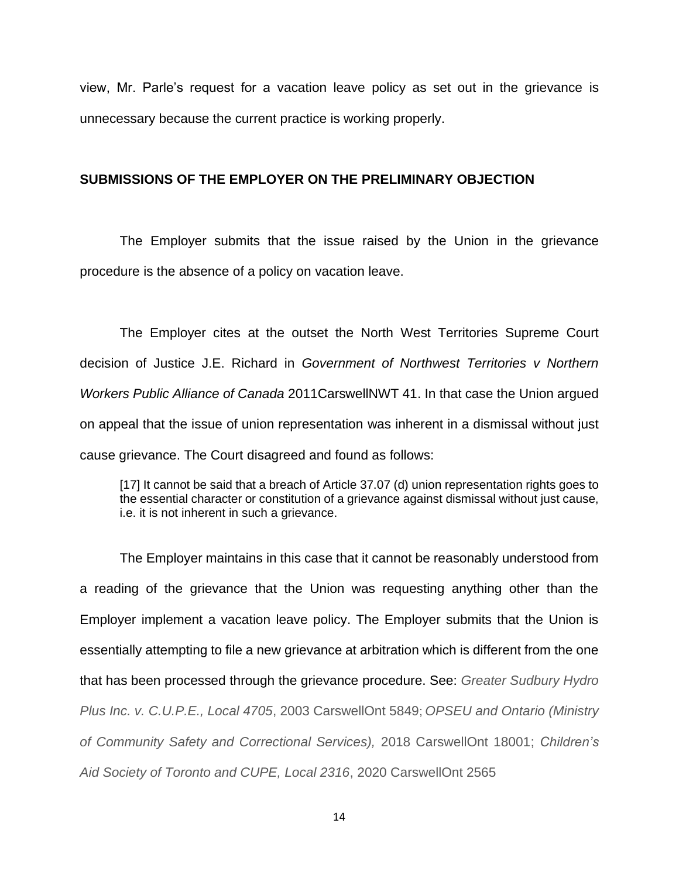view, Mr. Parle's request for a vacation leave policy as set out in the grievance is unnecessary because the current practice is working properly.

**SUBMISSIONS OF THE EMPLOYER ON THE PRELIMINARY OBJECTION**

The Employer submits that the issue raised by the Union in the grievance procedure is the absence of a policy on vacation leave.

The Employer cites at the outset the North West Territories Supreme Court decision of Justice J.E. Richard in *Government of Northwest Territories v Northern Workers Public Alliance of Canada* 2011CarswellNWT 41. In that case the Union argued on appeal that the issue of union representation was inherent in a dismissal without just cause grievance. The Court disagreed and found as follows:

> [17] It cannot be said that a breach of Article 37.07 (d) union representation rights goes to the essential character or constitution of a grievance against dismissal without just cause, i.e. it is not inherent in such a grievance.

The Employer maintains in this case that it cannot be reasonably understood from a reading of the grievance that the Union was requesting anything other than the Employer implement a vacation leave policy. The Employer submits that the Union is essentially attempting to file a new grievance at arbitration which is different from the one that has been processed through the grievance procedure. See: *Greater Sudbury Hydro Plus Inc. v. C.U.P.E., Local 4705*, 2003 CarswellOnt 5849; *OPSEU and Ontario (Ministry of Community Safety and Correctional Services),* 2018 CarswellOnt 18001; *Children's Aid Society of Toronto and CUPE, Local 2316*, 2020 CarswellOnt 2565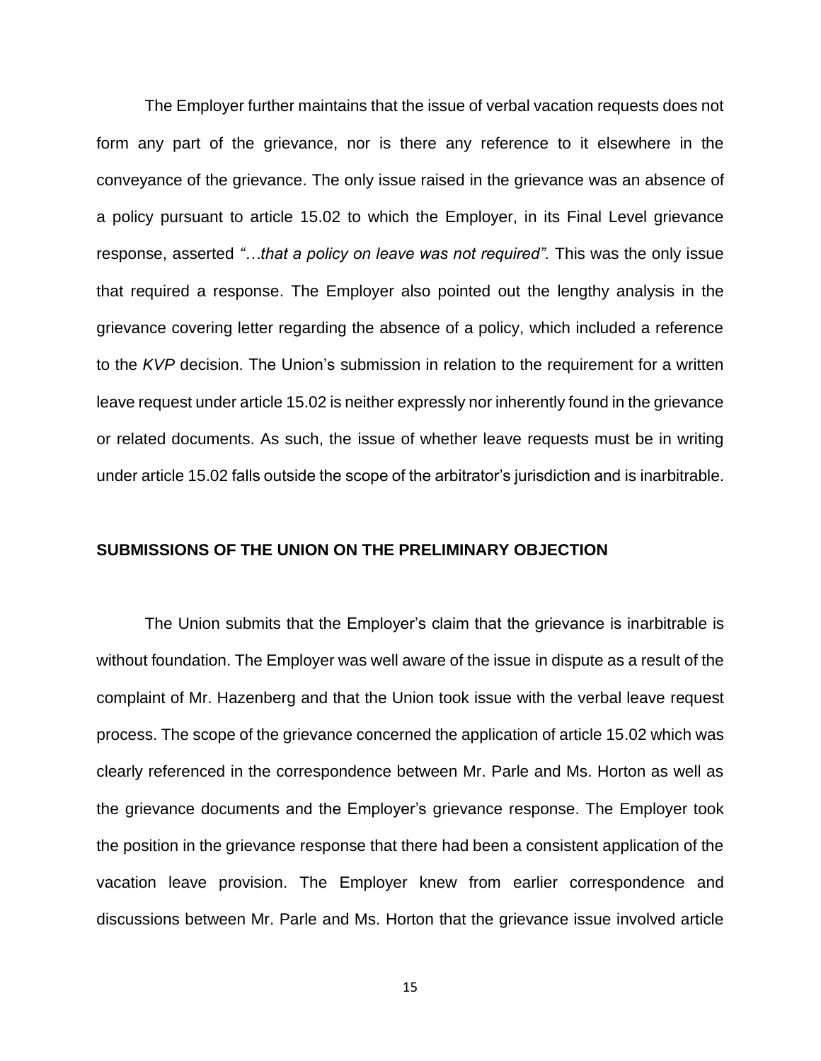The Employer further maintains that the issue of verbal vacation requests does not form any part of the grievance, nor is there any reference to it elsewhere in the conveyance of the grievance. The only issue raised in the grievance was an absence of a policy pursuant to article 15.02 to which the Employer, in its Final Level grievance response, asserted *"…that a policy on leave was not required".* This was the only issue that required a response. The Employer also pointed out the lengthy analysis in the grievance covering letter regarding the absence of a policy, which included a reference to the *KVP* decision. The Union's submission in relation to the requirement for a written leave request under article 15.02 is neither expressly nor inherently found in the grievance or related documents. As such, the issue of whether leave requests must be in writing under article 15.02 falls outside the scope of the arbitrator's jurisdiction and is inarbitrable.

**SUBMISSIONS OF THE UNION ON THE PRELIMINARY OBJECTION**

The Union submits that the Employer's claim that the grievance is inarbitrable is without foundation. The Employer was well aware of the issue in dispute as a result of the complaint of Mr. Hazenberg and that the Union took issue with the verbal leave request process. The scope of the grievance concerned the application of article 15.02 which was clearly referenced in the correspondence between Mr. Parle and Ms. Horton as well as the grievance documents and the Employer's grievance response. The Employer took the position in the grievance response that there had been a consistent application of the vacation leave provision. The Employer knew from earlier correspondence and discussions between Mr. Parle and Ms. Horton that the grievance issue involved article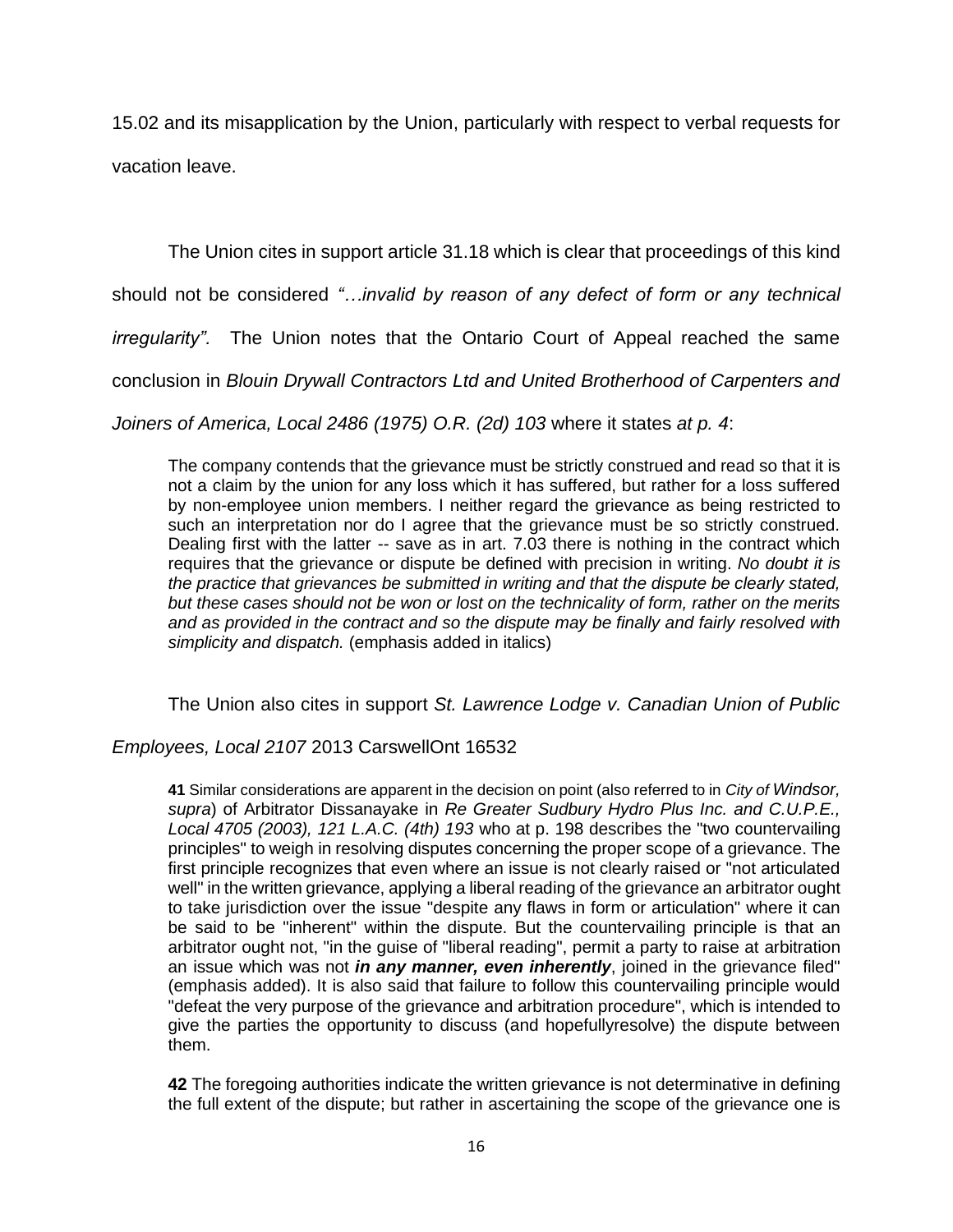15.02 and its misapplication by the Union, particularly with respect to verbal requests for vacation leave.

The Union cites in support article 31.18 which is clear that proceedings of this kind should not be considered *"…invalid by reason of any defect of form or any technical irregularity".* The Union notes that the Ontario Court of Appeal reached the same conclusion in *Blouin Drywall Contractors Ltd and United Brotherhood of Carpenters and Joiners of America, Local 2486 (1975) O.R. (2d) 103* where it states *at p. 4*:

> The company contends that the grievance must be strictly construed and read so that it is not a claim by the union for any loss which it has suffered, but rather for a loss suffered by non-employee union members. I neither regard the grievance as being restricted to such an interpretation nor do I agree that the grievance must be so strictly construed. Dealing first with the latter -- save as in art. 7.03 there is nothing in the contract which requires that the grievance or dispute be defined with precision in writing. *No doubt it is the practice that grievances be submitted in writing and that the dispute be clearly stated, but these cases should not be won or lost on the technicality of form, rather on the merits and as provided in the contract and so the dispute may be finally and fairly resolved with simplicity and dispatch.* (emphasis added in italics)

The Union also cites in support *St. Lawrence Lodge v. Canadian Union of Public Employees, Local 2107* 2013 CarswellOnt 16532

> **41** Similar considerations are apparent in the decision on point (also referred to in *City of Windsor, supra*) of Arbitrator Dissanayake in *Re Greater Sudbury Hydro Plus Inc. and C.U.P.E., Local 4705 (2003), 121 L.A.C. (4th) 193* who at p. 198 describes the "two countervailing principles" to weigh in resolving disputes concerning the proper scope of a grievance. The first principle recognizes that even where an issue is not clearly raised or "not articulated well" in the written grievance, applying a liberal reading of the grievance an arbitrator ought to take jurisdiction over the issue "despite any flaws in form or articulation" where it can be said to be "inherent" within the dispute. But the countervailing principle is that an arbitrator ought not, "in the guise of "liberal reading", permit a party to raise at arbitration an issue which was not ***in any manner, even inherently***, joined in the grievance filed" (emphasis added). It is also said that failure to follow this countervailing principle would "defeat the very purpose of the grievance and arbitration procedure", which is intended to give the parties the opportunity to discuss (and hopefullyresolve) the dispute between them.
>
> **42** The foregoing authorities indicate the written grievance is not determinative in defining the full extent of the dispute; but rather in ascertaining the scope of the grievance one is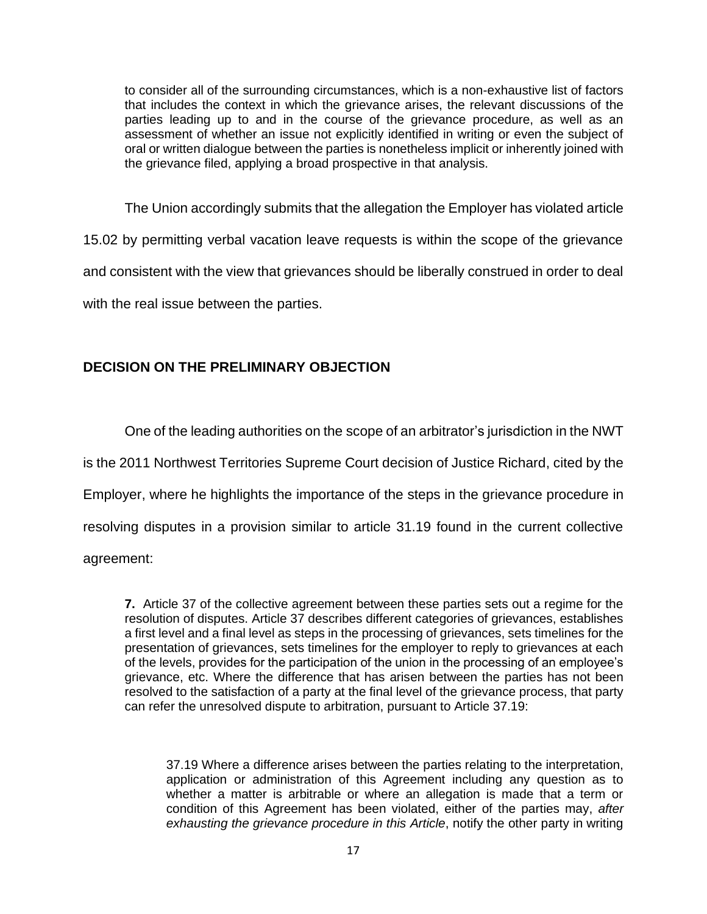> to consider all of the surrounding circumstances, which is a non-exhaustive list of factors that includes the context in which the grievance arises, the relevant discussions of the parties leading up to and in the course of the grievance procedure, as well as an assessment of whether an issue not explicitly identified in writing or even the subject of oral or written dialogue between the parties is nonetheless implicit or inherently joined with the grievance filed, applying a broad prospective in that analysis.

The Union accordingly submits that the allegation the Employer has violated article 15.02 by permitting verbal vacation leave requests is within the scope of the grievance and consistent with the view that grievances should be liberally construed in order to deal with the real issue between the parties.

## DECISION ON THE PRELIMINARY OBJECTION

One of the leading authorities on the scope of an arbitrator's jurisdiction in the NWT is the 2011 Northwest Territories Supreme Court decision of Justice Richard, cited by the Employer, where he highlights the importance of the steps in the grievance procedure in resolving disputes in a provision similar to article 31.19 found in the current collective agreement:

> **7.** Article 37 of the collective agreement between these parties sets out a regime for the resolution of disputes. Article 37 describes different categories of grievances, establishes a first level and a final level as steps in the processing of grievances, sets timelines for the presentation of grievances, sets timelines for the employer to reply to grievances at each of the levels, provides for the participation of the union in the processing of an employee's grievance, etc. Where the difference that has arisen between the parties has not been resolved to the satisfaction of a party at the final level of the grievance process, that party can refer the unresolved dispute to arbitration, pursuant to Article 37.19:
>
> > 37.19 Where a difference arises between the parties relating to the interpretation, application or administration of this Agreement including any question as to whether a matter is arbitrable or where an allegation is made that a term or condition of this Agreement has been violated, either of the parties may, *after exhausting the grievance procedure in this Article*, notify the other party in writing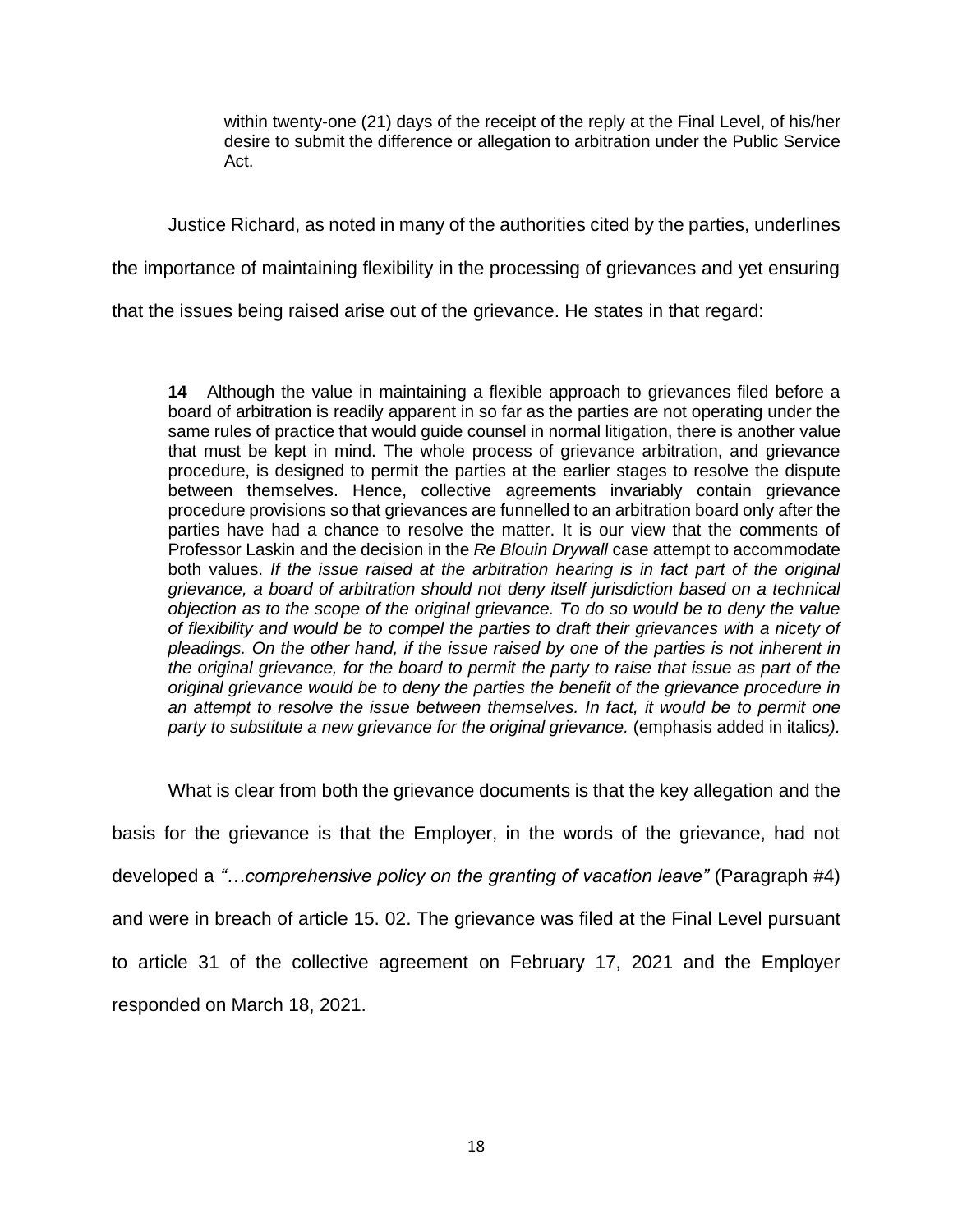> within twenty-one (21) days of the receipt of the reply at the Final Level, of his/her desire to submit the difference or allegation to arbitration under the Public Service Act.

Justice Richard, as noted in many of the authorities cited by the parties, underlines the importance of maintaining flexibility in the processing of grievances and yet ensuring that the issues being raised arise out of the grievance. He states in that regard:

> **14** Although the value in maintaining a flexible approach to grievances filed before a board of arbitration is readily apparent in so far as the parties are not operating under the same rules of practice that would guide counsel in normal litigation, there is another value that must be kept in mind. The whole process of grievance arbitration, and grievance procedure, is designed to permit the parties at the earlier stages to resolve the dispute between themselves. Hence, collective agreements invariably contain grievance procedure provisions so that grievances are funnelled to an arbitration board only after the parties have had a chance to resolve the matter. It is our view that the comments of Professor Laskin and the decision in the *Re Blouin Drywall* case attempt to accommodate both values. *If the issue raised at the arbitration hearing is in fact part of the original grievance, a board of arbitration should not deny itself jurisdiction based on a technical objection as to the scope of the original grievance. To do so would be to deny the value of flexibility and would be to compel the parties to draft their grievances with a nicety of pleadings. On the other hand, if the issue raised by one of the parties is not inherent in the original grievance, for the board to permit the party to raise that issue as part of the original grievance would be to deny the parties the benefit of the grievance procedure in an attempt to resolve the issue between themselves. In fact, it would be to permit one party to substitute a new grievance for the original grievance.* (emphasis added in italics*).*

What is clear from both the grievance documents is that the key allegation and the basis for the grievance is that the Employer, in the words of the grievance, had not developed a *"…comprehensive policy on the granting of vacation leave"* (Paragraph #4) and were in breach of article 15. 02. The grievance was filed at the Final Level pursuant to article 31 of the collective agreement on February 17, 2021 and the Employer responded on March 18, 2021.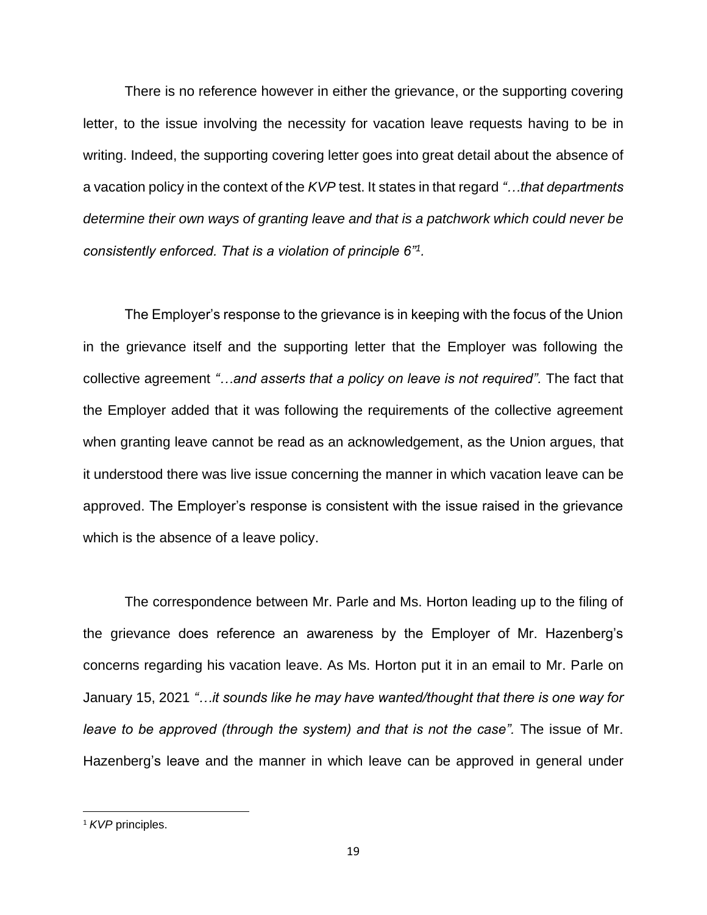There is no reference however in either the grievance, or the supporting covering letter, to the issue involving the necessity for vacation leave requests having to be in writing. Indeed, the supporting covering letter goes into great detail about the absence of a vacation policy in the context of the *KVP* test. It states in that regard *"…that departments determine their own ways of granting leave and that is a patchwork which could never be consistently enforced. That is a violation of principle 6"*[1].

The Employer's response to the grievance is in keeping with the focus of the Union in the grievance itself and the supporting letter that the Employer was following the collective agreement *"…and asserts that a policy on leave is not required".* The fact that the Employer added that it was following the requirements of the collective agreement when granting leave cannot be read as an acknowledgement, as the Union argues, that it understood there was live issue concerning the manner in which vacation leave can be approved. The Employer's response is consistent with the issue raised in the grievance which is the absence of a leave policy.

The correspondence between Mr. Parle and Ms. Horton leading up to the filing of the grievance does reference an awareness by the Employer of Mr. Hazenberg's concerns regarding his vacation leave. As Ms. Horton put it in an email to Mr. Parle on January 15, 2021 *"…it sounds like he may have wanted/thought that there is one way for leave to be approved (through the system) and that is not the case".* The issue of Mr. Hazenberg's leave and the manner in which leave can be approved in general under

---

[1] *KVP* principles.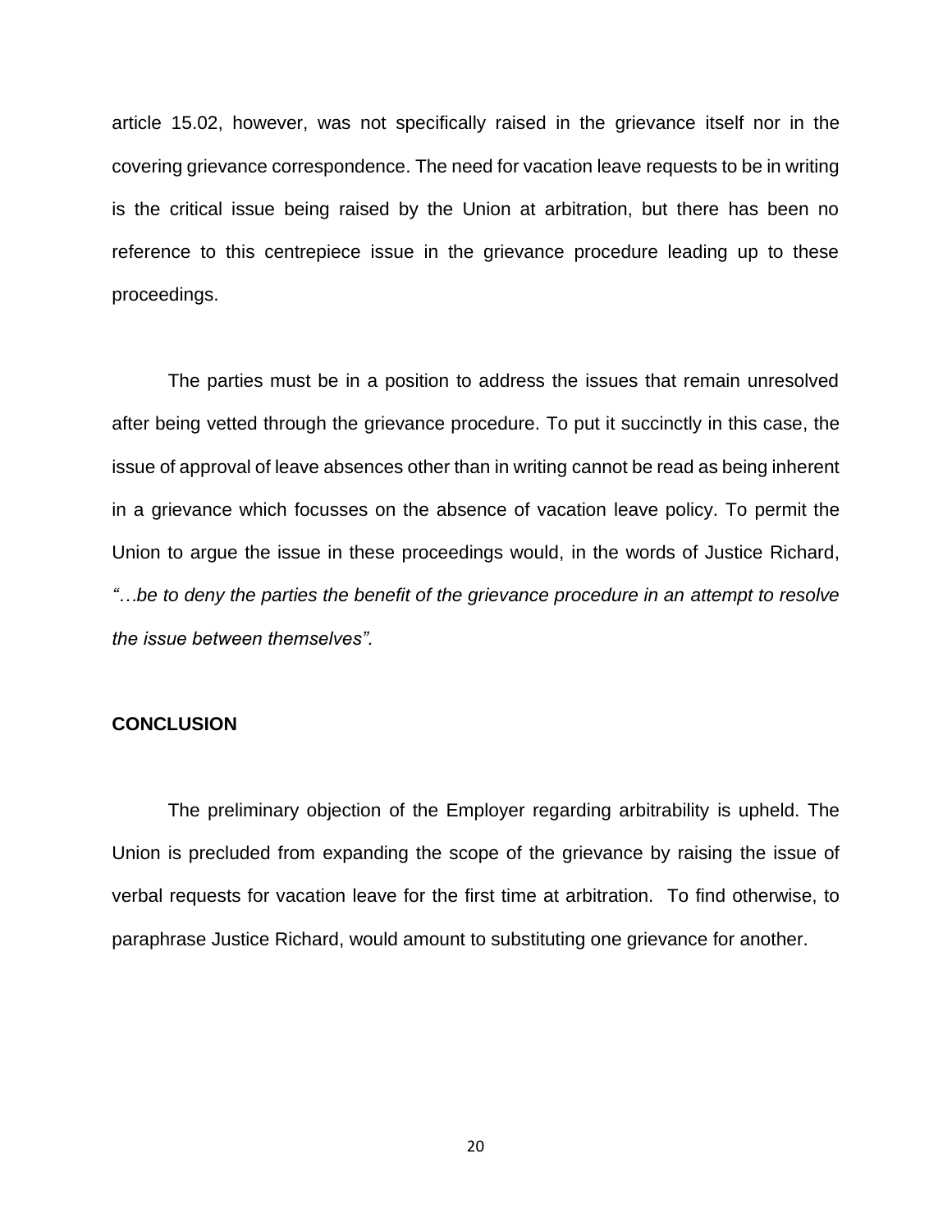article 15.02, however, was not specifically raised in the grievance itself nor in the covering grievance correspondence. The need for vacation leave requests to be in writing is the critical issue being raised by the Union at arbitration, but there has been no reference to this centrepiece issue in the grievance procedure leading up to these proceedings.

The parties must be in a position to address the issues that remain unresolved after being vetted through the grievance procedure. To put it succinctly in this case, the issue of approval of leave absences other than in writing cannot be read as being inherent in a grievance which focusses on the absence of vacation leave policy. To permit the Union to argue the issue in these proceedings would, in the words of Justice Richard, *"…be to deny the parties the benefit of the grievance procedure in an attempt to resolve the issue between themselves".*

**CONCLUSION**

The preliminary objection of the Employer regarding arbitrability is upheld. The Union is precluded from expanding the scope of the grievance by raising the issue of verbal requests for vacation leave for the first time at arbitration. To find otherwise, to paraphrase Justice Richard, would amount to substituting one grievance for another.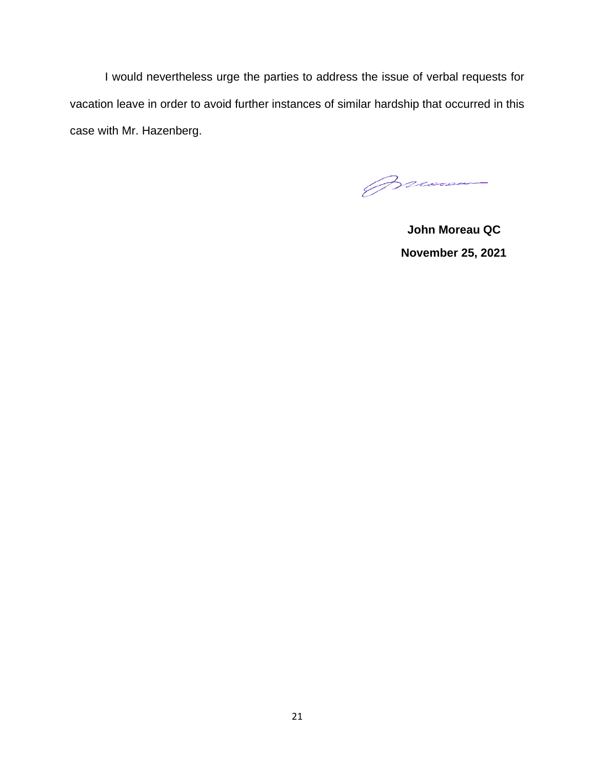I would nevertheless urge the parties to address the issue of verbal requests for vacation leave in order to avoid further instances of similar hardship that occurred in this case with Mr. Hazenberg.

**John Moreau QC**

**November 25, 2021**